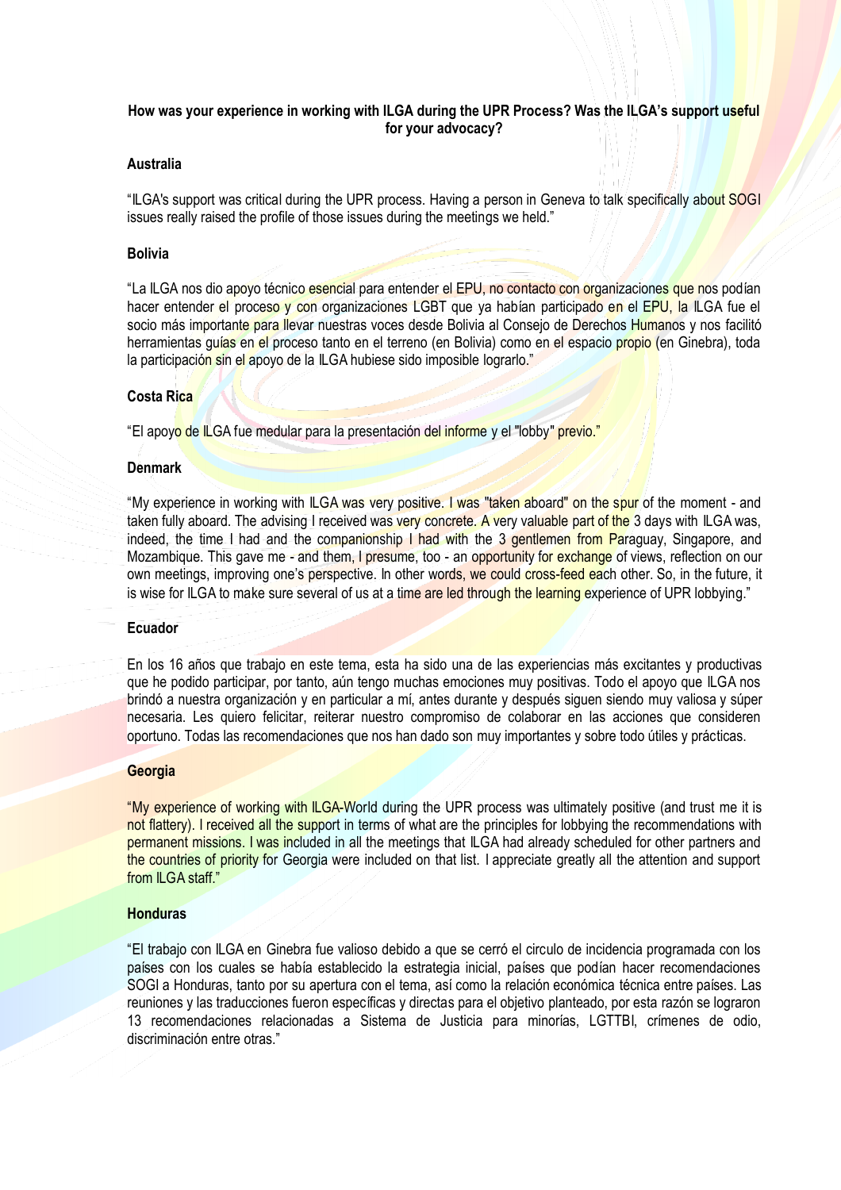**How was your experience in working with ILGA during the UPR Process? Was the ILGA's support useful for your advocacy?**

**Australia**

"ILGA's support was critical during the UPR process. Having a person in Geneva to talk specifically about SOGI issues really raised the profile of those issues during the meetings we held."

**Bolivia**

"La ILGA nos dio apoyo técnico esencial para entender el EPU, no contacto con organizaciones que nos podían hacer entender el proceso y con organizaciones LGBT que ya habían participado en el EPU, la ILGA fue el socio más importante para llevar nuestras voces desde Bolivia al Consejo de Derechos Humanos y nos facilitó herramientas guías en el proceso tanto en el terreno (en Bolivia) como en el espacio propio (en Ginebra), toda la participación sin el apoyo de la ILGA hubiese sido imposible lograrlo."

**Costa Rica**

"El apoyo de ILGA fue medular para la presentación del informe y el "lobby" previo."

**Denmark**

"My experience in working with ILGA was very positive. I was "taken aboard" on the spur of the moment - and taken fully aboard. The advising I received was very concrete. A very valuable part of the 3 days with ILGA was, indeed, the time I had and the companionship I had with the 3 gentlemen from Paraguay, Singapore, and Mozambique. This gave me - and them, I presume, too - an opportunity for exchange of views, reflection on our own meetings, improving one's perspective. In other words, we could cross-feed each other. So, in the future, it is wise for ILGA to make sure several of us at a time are led through the learning experience of UPR lobbying."

**Ecuador**

En los 16 años que trabajo en este tema, esta ha sido una de las experiencias más excitantes y productivas que he podido participar, por tanto, aún tengo muchas emociones muy positivas. Todo el apoyo que ILGA nos brindó a nuestra organización y en particular a mí, antes durante y después siguen siendo muy valiosa y súper necesaria. Les quiero felicitar, reiterar nuestro compromiso de colaborar en las acciones que consideren oportuno. Todas las recomendaciones que nos han dado son muy importantes y sobre todo útiles y prácticas.

**Georgia**

"My experience of working with ILGA-World during the UPR process was ultimately positive (and trust me it is not flattery). I received all the support in terms of what are the principles for lobbying the recommendations with permanent missions. I was included in all the meetings that ILGA had already scheduled for other partners and the countries of priority for Georgia were included on that list. I appreciate greatly all the attention and support from ILGA staff."

**Honduras**

"El trabajo con ILGA en Ginebra fue valioso debido a que se cerró el circulo de incidencia programada con los países con los cuales se había establecido la estrategia inicial, países que podían hacer recomendaciones SOGI a Honduras, tanto por su apertura con el tema, así como la relación económica técnica entre países. Las reuniones y las traducciones fueron específicas y directas para el objetivo planteado, por esta razón se lograron 13 recomendaciones relacionadas a Sistema de Justicia para minorías, LGTTBI, crímenes de odio, discriminación entre otras."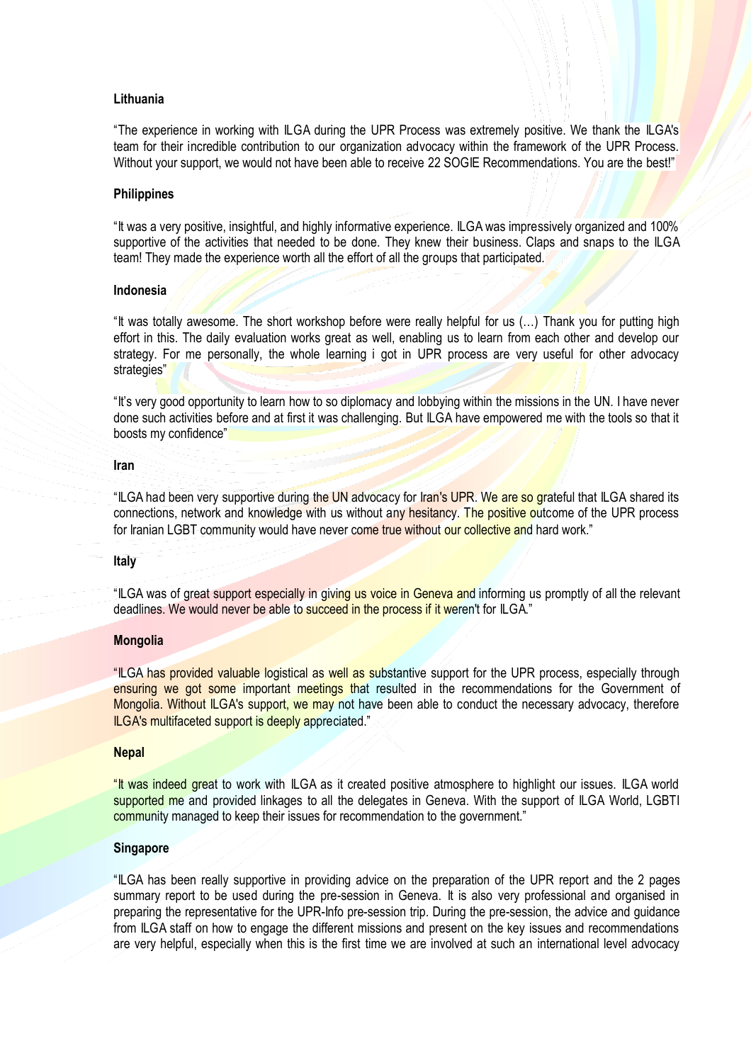**Lithuania**

"The experience in working with ILGA during the UPR Process was extremely positive. We thank the ILGA's team for their incredible contribution to our organization advocacy within the framework of the UPR Process. Without your support, we would not have been able to receive 22 SOGIE Recommendations. You are the best!"

**Philippines**

"It was a very positive, insightful, and highly informative experience. ILGA was impressively organized and 100% supportive of the activities that needed to be done. They knew their business. Claps and snaps to the ILGA team! They made the experience worth all the effort of all the groups that participated.

**Indonesia**

"It was totally awesome. The short workshop before were really helpful for us (…) Thank you for putting high effort in this. The daily evaluation works great as well, enabling us to learn from each other and develop our strategy. For me personally, the whole learning i got in UPR process are very useful for other advocacy strategies"

"It's very good opportunity to learn how to so diplomacy and lobbying within the missions in the UN. I have never done such activities before and at first it was challenging. But ILGA have empowered me with the tools so that it boosts my confidence"

**Iran**

"ILGA had been very supportive during the UN advocacy for Iran's UPR. We are so grateful that ILGA shared its connections, network and knowledge with us without any hesitancy. The positive outcome of the UPR process for Iranian LGBT community would have never come true without our collective and hard work."

**Italy**

"ILGA was of great support especially in giving us voice in Geneva and informing us promptly of all the relevant deadlines. We would never be able to succeed in the process if it weren't for ILGA."

**Mongolia**

"ILGA has provided valuable logistical as well as substantive support for the UPR process, especially through ensuring we got some important meetings that resulted in the recommendations for the Government of Mongolia. Without ILGA's support, we may not have been able to conduct the necessary advocacy, therefore ILGA's multifaceted support is deeply appreciated."

**Nepal**

"It was indeed great to work with ILGA as it created positive atmosphere to highlight our issues. ILGA world supported me and provided linkages to all the delegates in Geneva. With the support of ILGA World, LGBTI community managed to keep their issues for recommendation to the government."

**Singapore**

"ILGA has been really supportive in providing advice on the preparation of the UPR report and the 2 pages summary report to be used during the pre-session in Geneva. It is also very professional and organised in preparing the representative for the UPR-Info pre-session trip. During the pre-session, the advice and guidance from ILGA staff on how to engage the different missions and present on the key issues and recommendations are very helpful, especially when this is the first time we are involved at such an international level advocacy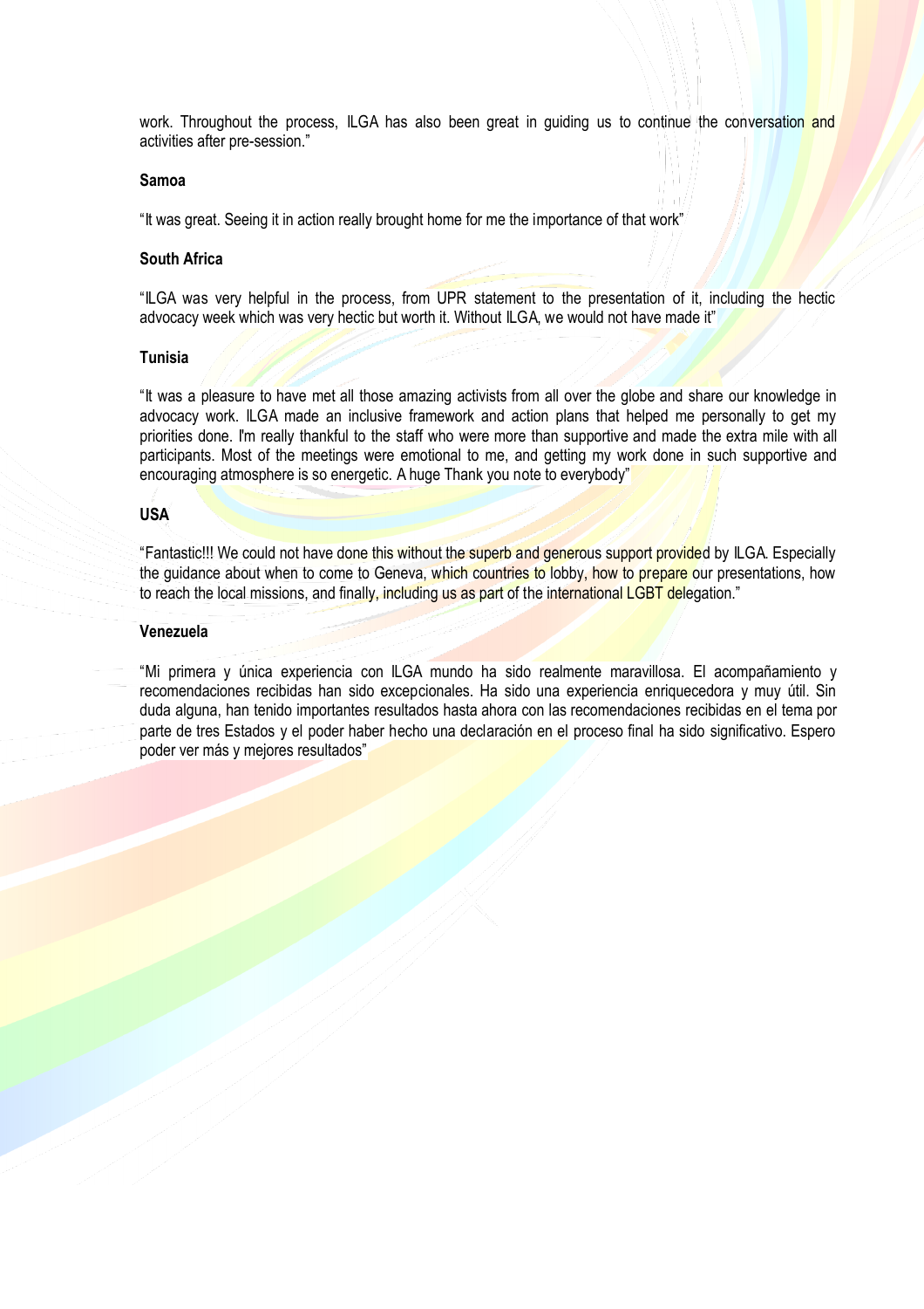work. Throughout the process, ILGA has also been great in guiding us to continue the conversation and activities after pre-session."

**Samoa**

"It was great. Seeing it in action really brought home for me the importance of that work"

**South Africa**

"ILGA was very helpful in the process, from UPR statement to the presentation of it, including the hectic advocacy week which was very hectic but worth it. Without ILGA, we would not have made it"

**Tunisia**

"It was a pleasure to have met all those amazing activists from all over the globe and share our knowledge in advocacy work. ILGA made an inclusive framework and action plans that helped me personally to get my priorities done. I'm really thankful to the staff who were more than supportive and made the extra mile with all participants. Most of the meetings were emotional to me, and getting my work done in such supportive and encouraging atmosphere is so energetic. A huge Thank you note to everybody"

**USA**

"Fantastic!!! We could not have done this without the superb and generous support provided by ILGA. Especially the guidance about when to come to Geneva, which countries to lobby, how to prepare our presentations, how to reach the local missions, and finally, including us as part of the international LGBT delegation."

**Venezuela**

"Mi primera y única experiencia con ILGA mundo ha sido realmente maravillosa. El acompañamiento y recomendaciones recibidas han sido excepcionales. Ha sido una experiencia enriquecedora y muy útil. Sin duda alguna, han tenido importantes resultados hasta ahora con las recomendaciones recibidas en el tema por parte de tres Estados y el poder haber hecho una declaración en el proceso final ha sido significativo. Espero poder ver más y mejores resultados"